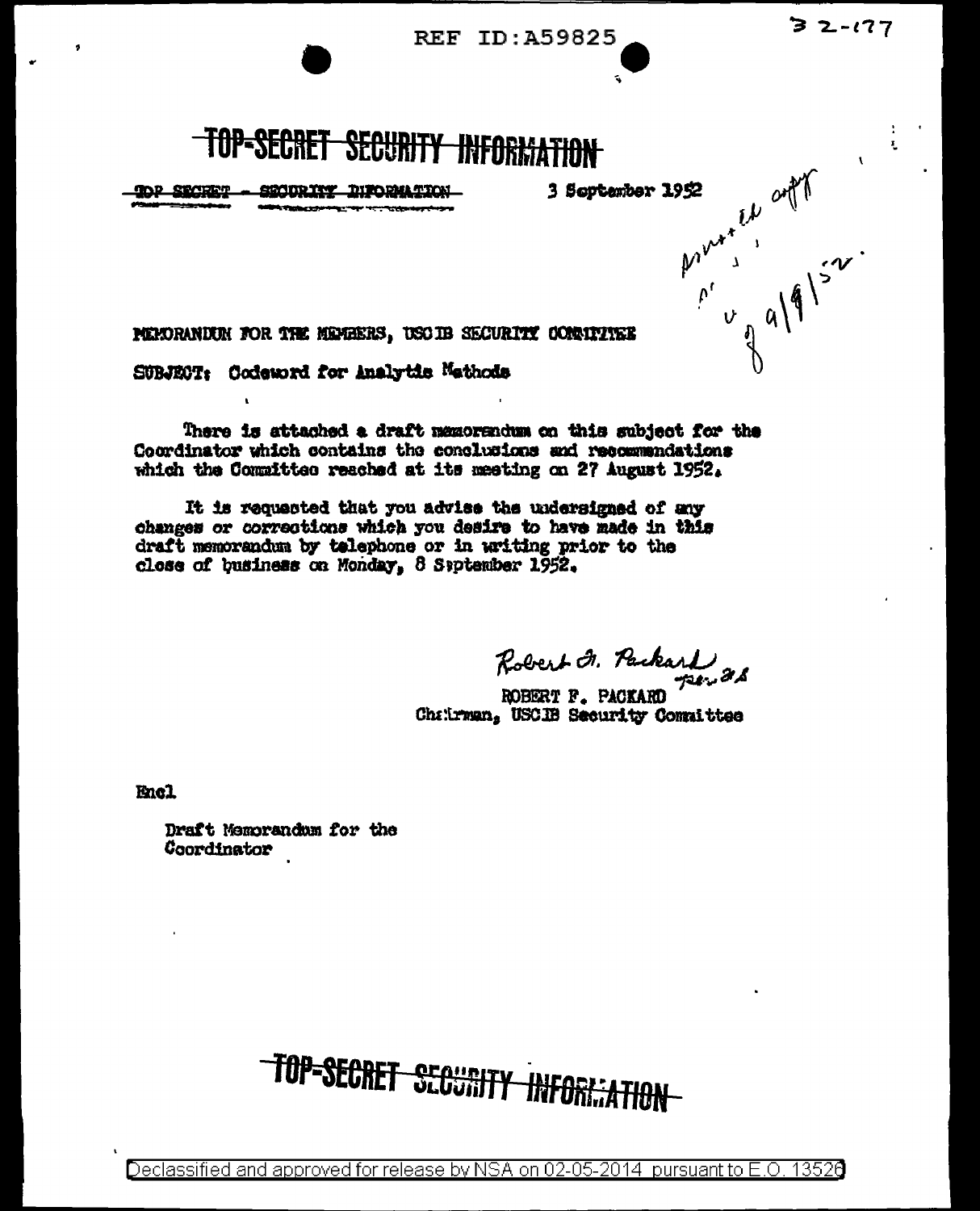REF ID:A59825

32-177

~~TOP-SECRET SECURITY INFORMATION~~

~~TOP SECRET - SECURITY INFORMATION~~

3 September 1952

Approved off
8/9/52.

MEMORANDUM FOR THE MEMBERS, USCIB SECURITY COMMITTEE

SUBJECT: Codeword for Analytic Methods

There is attached a draft memorandum on this subject for the Coordinator which contains the conclusions and recommendations which the Committee reached at its meeting on 27 August 1952.

It is requested that you advise the undersigned of any changes or corrections which you desire to have made in this draft memorandum by telephone or in writing prior to the close of business on Monday, 8 September 1952.

Robert F. Packard

ROBERT F. PACKARD
Chairman, USCIB Security Committee

Encl

Draft Memorandum for the Coordinator

~~TOP-SECRET SECURITY INFORMATION~~

Declassified and approved for release by NSA on 02-05-2014 pursuant to E.O. 13526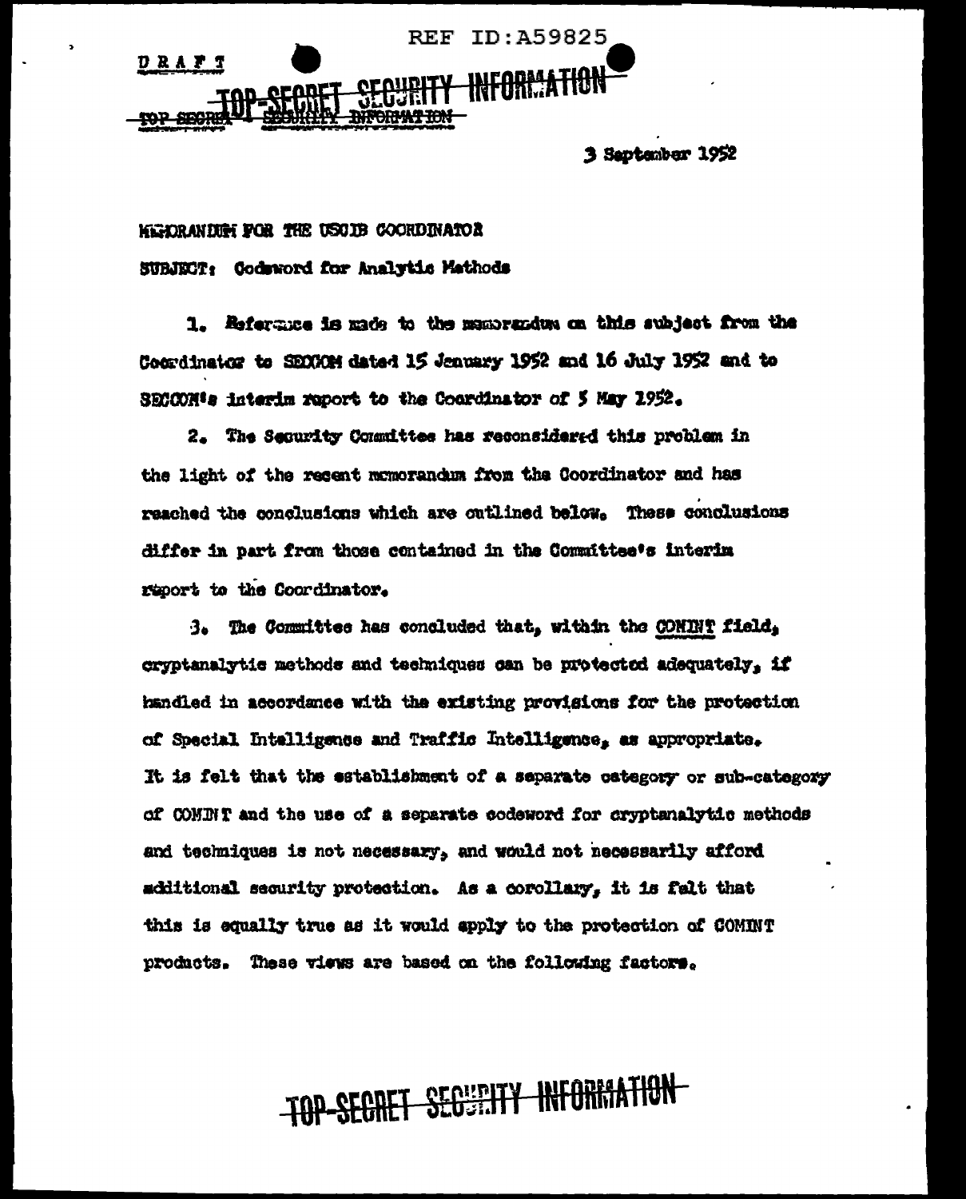DRAFT

TOP SECRET - SECURITY INFORMATION

3 September 1952

MEMORANDUM FOR THE USCIB COORDINATOR

SUBJECT: Codeword for Analytic Methods

1. Reference is made to the memorandum on this subject from the Coordinator to SECCOM dated 15 January 1952 and 16 July 1952 and to SECCOM's interim report to the Coordinator of 5 May 1952.

2. The Security Committee has reconsidered this problem in the light of the recent memorandum from the Coordinator and has reached the conclusions which are outlined below. These conclusions differ in part from those contained in the Committee's interim report to the Coordinator.

3. The Committee has concluded that, within the COMINT field, cryptanalytic methods and techniques can be protected adequately, if handled in accordance with the existing provisions for the protection of Special Intelligence and Traffic Intelligence, as appropriate. It is felt that the establishment of a separate category or sub-category of COMINT and the use of a separate codeword for cryptanalytic methods and techniques is not necessary, and would not necessarily afford additional security protection. As a corollary, it is felt that this is equally true as it would apply to the protection of COMINT products. These views are based on the following factors.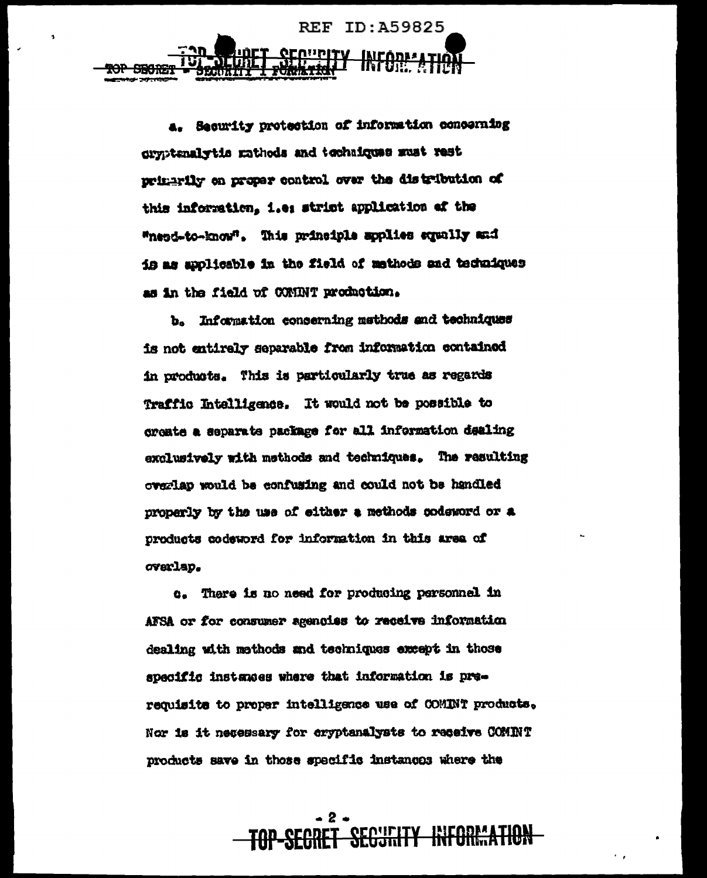a. Security protection of information concerning cryptanalytic methods and techniques must rest primarily on proper control over the distribution of this information, i.e: strict application of the "need-to-know". This principle applies equally and is as applicable in the field of methods and techniques as in the field of COMINT production.

b. Information concerning methods and techniques is not entirely separable from information contained in products. This is particularly true as regards Traffic Intelligence. It would not be possible to create a separate package for all information dealing exclusively with methods and techniques. The resulting overlap would be confusing and could not be handled properly by the use of either a methods codeword or a products codeword for information in this area of overlap.

c. There is no need for producing personnel in AFSA or for consumer agencies to receive information dealing with methods and techniques except in those specific instances where that information is pre-requisite to proper intelligence use of COMINT products. Nor is it necessary for cryptanalysts to receive COMINT products save in those specific instances where the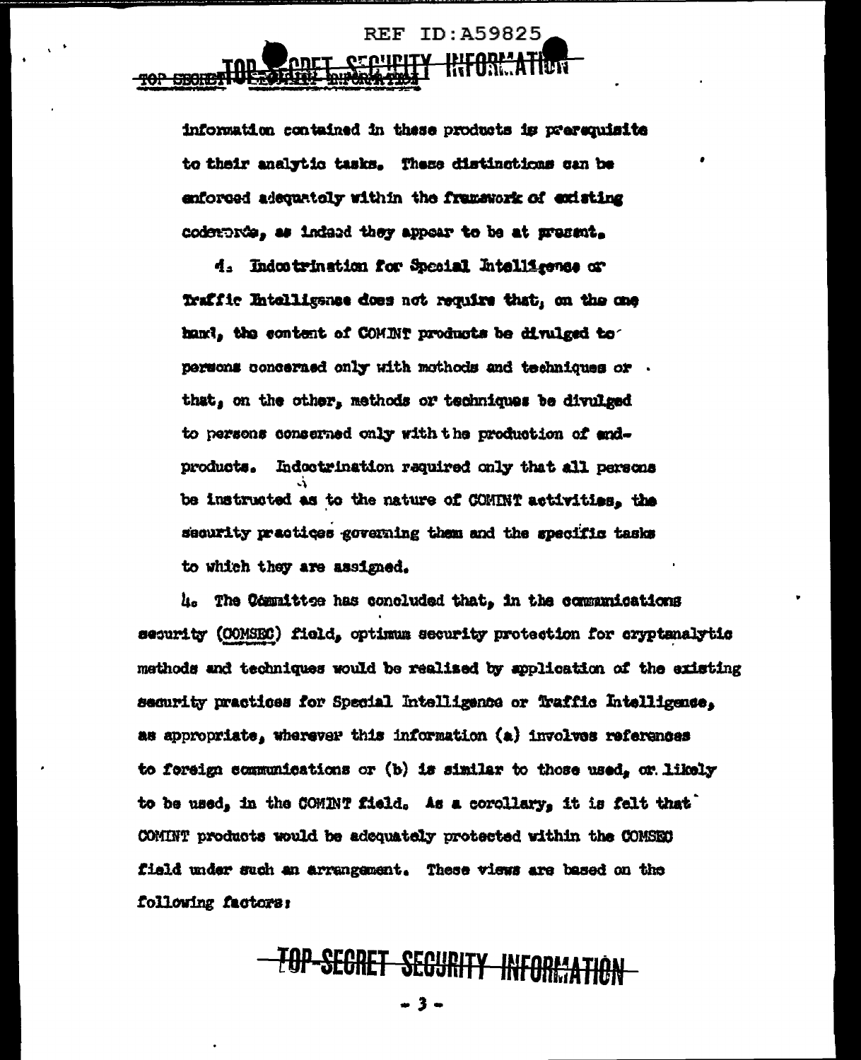information contained in these products is prerequisite to their analytic tasks. These distinctions can be enforced adequately within the framework of existing codewords, as indeed they appear to be at present.

d. Indoctrination for Special Intelligence or Traffic Intelligence does not require that, on the one hand, the content of COMINT products be divulged to persons concerned only with methods and techniques or that, on the other, methods or techniques be divulged to persons concerned only with the production of end-products. Indoctrination required only that all persons be instructed as to the nature of COMINT activities, the security practices governing them and the specific tasks to which they are assigned.

4. The Committee has concluded that, in the communications security (COMSEC) field, optimum security protection for cryptanalytic methods and techniques would be realized by application of the existing security practices for Special Intelligence or Traffic Intelligence, as appropriate, wherever this information (a) involves references to foreign communications or (b) is similar to those used, or likely to be used, in the COMINT field. As a corollary, it is felt that COMINT products would be adequately protected within the COMSEC field under such an arrangement. These views are based on the following factors: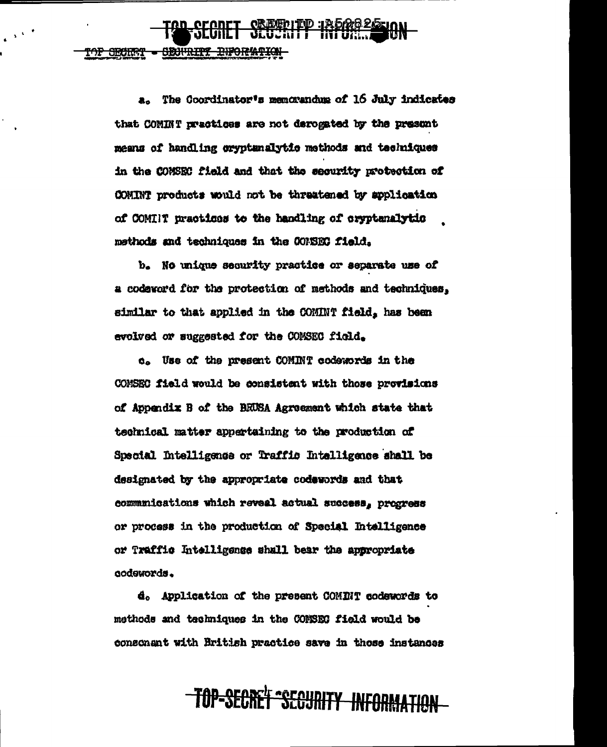a. The Coordinator's memorandum of 16 July indicates that COMINT practices are not derogated by the present means of handling cryptanalytic methods and techniques in the COMSEC field and that the security protection of COMINT products would not be threatened by application of COMINT practices to the handling of cryptanalytic methods and techniques in the COMSEC field.

b. No unique security practice or separate use of a codeword for the protection of methods and techniques, similar to that applied in the COMINT field, has been evolved or suggested for the COMSEC field.

c. Use of the present COMINT codewords in the COMSEC field would be consistent with those provisions of Appendix B of the BRUSA Agreement which state that technical matter appertaining to the production of Special Intelligence or Traffic Intelligence shall be designated by the appropriate codewords and that communications which reveal actual success, progress or process in the production of Special Intelligence or Traffic Intelligence shall bear the appropriate codewords.

d. Application of the present COMINT codewords to methods and techniques in the COMSEC field would be consonant with British practice save in those instances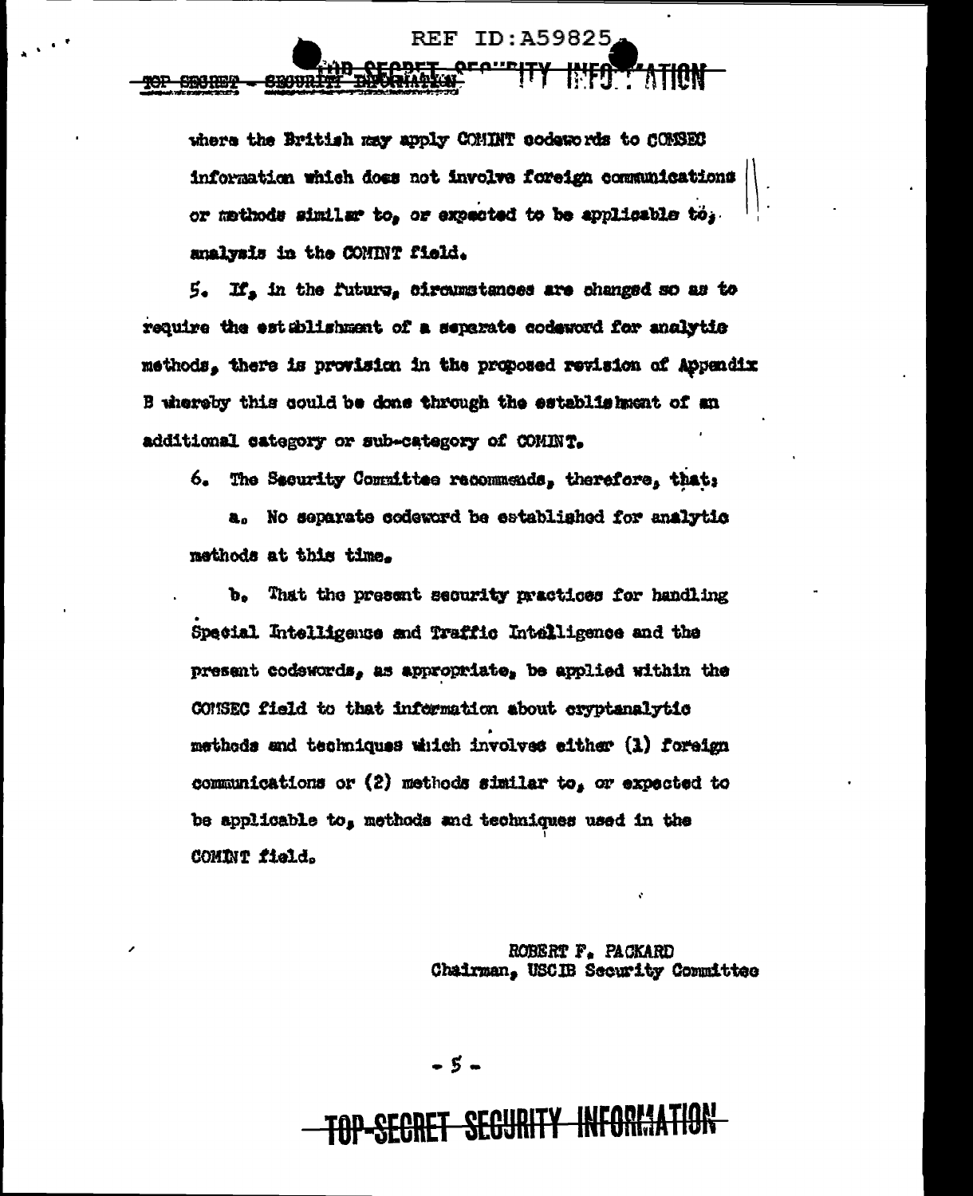where the British may apply COMINT codewords to COMSEC information which does not involve foreign communications or methods similar to, or expected to be applicable to, analysis in the COMINT field.

5. If, in the future, circumstances are changed so as to require the establishment of a separate codeword for analytic methods, there is provision in the proposed revision of Appendix B whereby this could be done through the establishment of an additional category or sub-category of COMINT.

6. The Security Committee recommends, therefore, that:

a. No separate codeword be established for analytic methods at this time.

b. That the present security practices for handling Special Intelligence and Traffic Intelligence and the present codewords, as appropriate, be applied within the COMSEC field to that information about cryptanalytic methods and techniques which involves either (1) foreign communications or (2) methods similar to, or expected to be applicable to, methods and techniques used in the COMINT field.

ROBERT F. PACKARD
Chairman, USCIB Security Committee